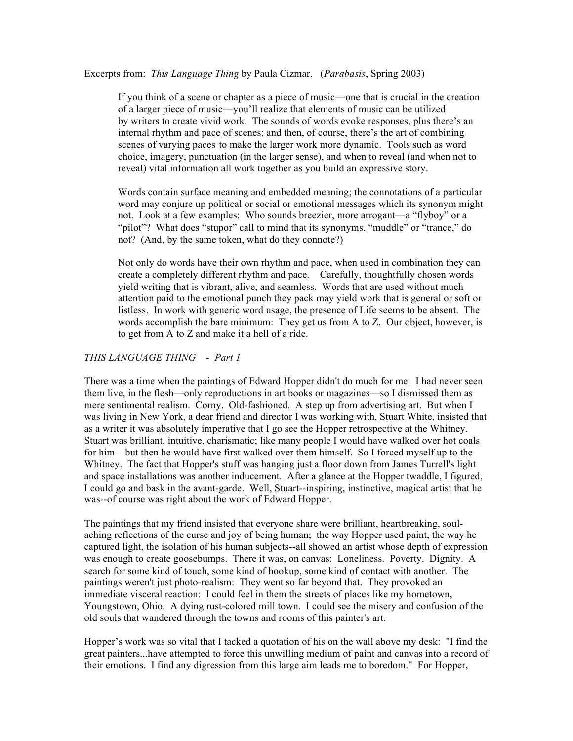Excerpts from: *This Language Thing* by Paula Cizmar. (*Parabasis*, Spring 2003)

> If you think of a scene or chapter as a piece of music—one that is crucial in the creation of a larger piece of music—you'll realize that elements of music can be utilized by writers to create vivid work. The sounds of words evoke responses, plus there's an internal rhythm and pace of scenes; and then, of course, there's the art of combining scenes of varying paces to make the larger work more dynamic. Tools such as word choice, imagery, punctuation (in the larger sense), and when to reveal (and when not to reveal) vital information all work together as you build an expressive story.
>
> Words contain surface meaning and embedded meaning; the connotations of a particular word may conjure up political or social or emotional messages which its synonym might not. Look at a few examples: Who sounds breezier, more arrogant—a "flyboy" or a "pilot"? What does "stupor" call to mind that its synonyms, "muddle" or "trance," do not? (And, by the same token, what do they connote?)
>
> Not only do words have their own rhythm and pace, when used in combination they can create a completely different rhythm and pace. Carefully, thoughtfully chosen words yield writing that is vibrant, alive, and seamless. Words that are used without much attention paid to the emotional punch they pack may yield work that is general or soft or listless. In work with generic word usage, the presence of Life seems to be absent. The words accomplish the bare minimum: They get us from A to Z. Our object, however, is to get from A to Z and make it a hell of a ride.

*THIS LANGUAGE THING - Part 1*

There was a time when the paintings of Edward Hopper didn't do much for me. I had never seen them live, in the flesh—only reproductions in art books or magazines—so I dismissed them as mere sentimental realism. Corny. Old-fashioned. A step up from advertising art. But when I was living in New York, a dear friend and director I was working with, Stuart White, insisted that as a writer it was absolutely imperative that I go see the Hopper retrospective at the Whitney. Stuart was brilliant, intuitive, charismatic; like many people I would have walked over hot coals for him—but then he would have first walked over them himself. So I forced myself up to the Whitney. The fact that Hopper's stuff was hanging just a floor down from James Turrell's light and space installations was another inducement. After a glance at the Hopper twaddle, I figured, I could go and bask in the avant-garde. Well, Stuart--inspiring, instinctive, magical artist that he was--of course was right about the work of Edward Hopper.

The paintings that my friend insisted that everyone share were brilliant, heartbreaking, soul-aching reflections of the curse and joy of being human; the way Hopper used paint, the way he captured light, the isolation of his human subjects--all showed an artist whose depth of expression was enough to create goosebumps. There it was, on canvas: Loneliness. Poverty. Dignity. A search for some kind of touch, some kind of hookup, some kind of contact with another. The paintings weren't just photo-realism: They went so far beyond that. They provoked an immediate visceral reaction: I could feel in them the streets of places like my hometown, Youngstown, Ohio. A dying rust-colored mill town. I could see the misery and confusion of the old souls that wandered through the towns and rooms of this painter's art.

Hopper's work was so vital that I tacked a quotation of his on the wall above my desk: "I find the great painters...have attempted to force this unwilling medium of paint and canvas into a record of their emotions. I find any digression from this large aim leads me to boredom." For Hopper,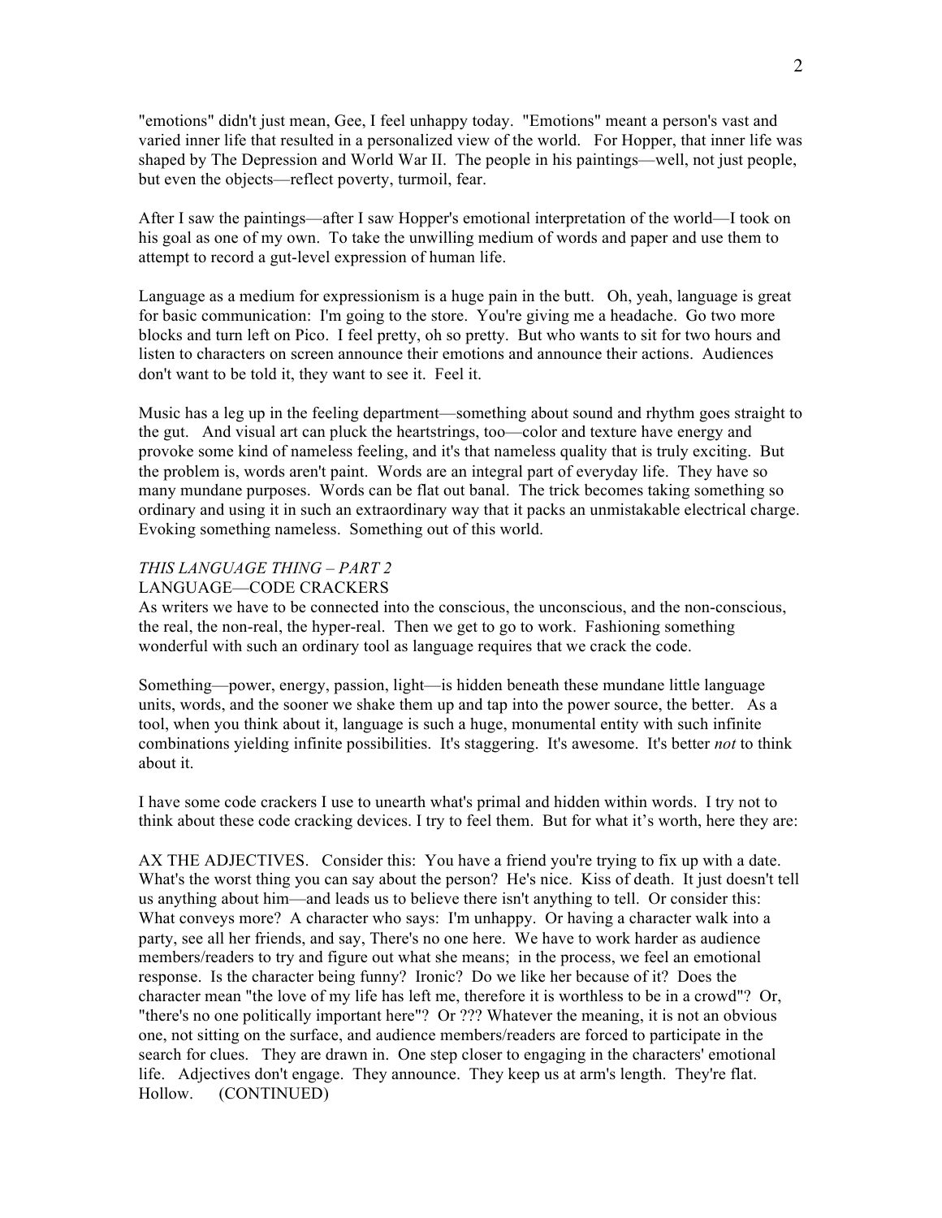"emotions" didn't just mean, Gee, I feel unhappy today. "Emotions" meant a person's vast and varied inner life that resulted in a personalized view of the world. For Hopper, that inner life was shaped by The Depression and World War II. The people in his paintings—well, not just people, but even the objects—reflect poverty, turmoil, fear.

After I saw the paintings—after I saw Hopper's emotional interpretation of the world—I took on his goal as one of my own. To take the unwilling medium of words and paper and use them to attempt to record a gut-level expression of human life.

Language as a medium for expressionism is a huge pain in the butt. Oh, yeah, language is great for basic communication: I'm going to the store. You're giving me a headache. Go two more blocks and turn left on Pico. I feel pretty, oh so pretty. But who wants to sit for two hours and listen to characters on screen announce their emotions and announce their actions. Audiences don't want to be told it, they want to see it. Feel it.

Music has a leg up in the feeling department—something about sound and rhythm goes straight to the gut. And visual art can pluck the heartstrings, too—color and texture have energy and provoke some kind of nameless feeling, and it's that nameless quality that is truly exciting. But the problem is, words aren't paint. Words are an integral part of everyday life. They have so many mundane purposes. Words can be flat out banal. The trick becomes taking something so ordinary and using it in such an extraordinary way that it packs an unmistakable electrical charge. Evoking something nameless. Something out of this world.

*THIS LANGUAGE THING – PART 2*

LANGUAGE—CODE CRACKERS

As writers we have to be connected into the conscious, the unconscious, and the non-conscious, the real, the non-real, the hyper-real. Then we get to go to work. Fashioning something wonderful with such an ordinary tool as language requires that we crack the code.

Something—power, energy, passion, light—is hidden beneath these mundane little language units, words, and the sooner we shake them up and tap into the power source, the better. As a tool, when you think about it, language is such a huge, monumental entity with such infinite combinations yielding infinite possibilities. It's staggering. It's awesome. It's better *not* to think about it.

I have some code crackers I use to unearth what's primal and hidden within words. I try not to think about these code cracking devices. I try to feel them. But for what it's worth, here they are:

AX THE ADJECTIVES. Consider this: You have a friend you're trying to fix up with a date. What's the worst thing you can say about the person? He's nice. Kiss of death. It just doesn't tell us anything about him—and leads us to believe there isn't anything to tell. Or consider this: What conveys more? A character who says: I'm unhappy. Or having a character walk into a party, see all her friends, and say, There's no one here. We have to work harder as audience members/readers to try and figure out what she means; in the process, we feel an emotional response. Is the character being funny? Ironic? Do we like her because of it? Does the character mean "the love of my life has left me, therefore it is worthless to be in a crowd"? Or, "there's no one politically important here"? Or ??? Whatever the meaning, it is not an obvious one, not sitting on the surface, and audience members/readers are forced to participate in the search for clues. They are drawn in. One step closer to engaging in the characters' emotional life. Adjectives don't engage. They announce. They keep us at arm's length. They're flat. Hollow. (CONTINUED)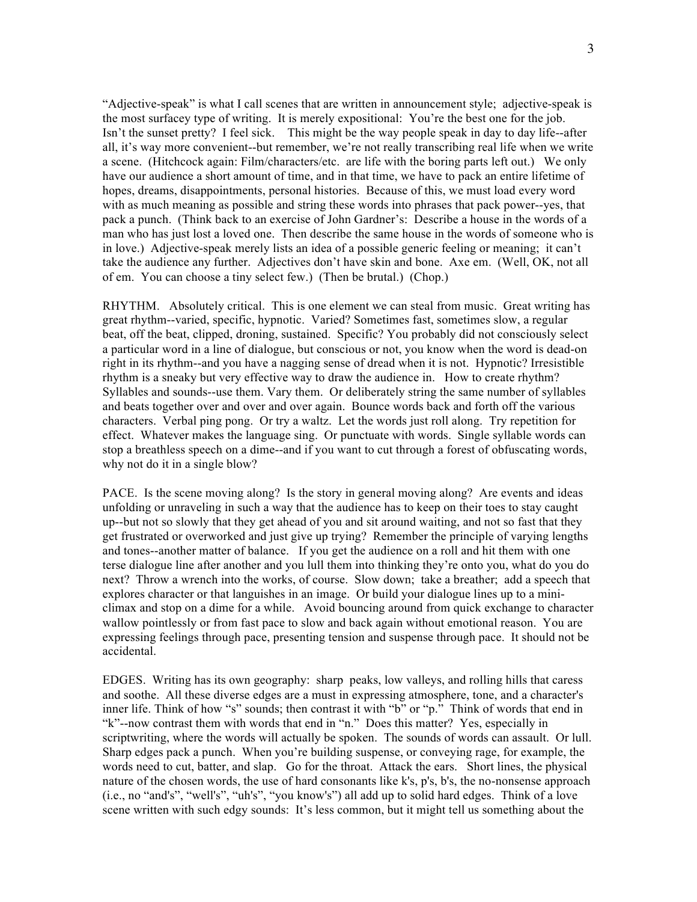"Adjective-speak" is what I call scenes that are written in announcement style; adjective-speak is the most surfacey type of writing. It is merely expositional: You're the best one for the job. Isn't the sunset pretty? I feel sick. This might be the way people speak in day to day life--after all, it's way more convenient--but remember, we're not really transcribing real life when we write a scene. (Hitchcock again: Film/characters/etc. are life with the boring parts left out.) We only have our audience a short amount of time, and in that time, we have to pack an entire lifetime of hopes, dreams, disappointments, personal histories. Because of this, we must load every word with as much meaning as possible and string these words into phrases that pack power--yes, that pack a punch. (Think back to an exercise of John Gardner's: Describe a house in the words of a man who has just lost a loved one. Then describe the same house in the words of someone who is in love.) Adjective-speak merely lists an idea of a possible generic feeling or meaning; it can't take the audience any further. Adjectives don't have skin and bone. Axe em. (Well, OK, not all of em. You can choose a tiny select few.) (Then be brutal.) (Chop.)

RHYTHM. Absolutely critical. This is one element we can steal from music. Great writing has great rhythm--varied, specific, hypnotic. Varied? Sometimes fast, sometimes slow, a regular beat, off the beat, clipped, droning, sustained. Specific? You probably did not consciously select a particular word in a line of dialogue, but conscious or not, you know when the word is dead-on right in its rhythm--and you have a nagging sense of dread when it is not. Hypnotic? Irresistible rhythm is a sneaky but very effective way to draw the audience in. How to create rhythm? Syllables and sounds--use them. Vary them. Or deliberately string the same number of syllables and beats together over and over and over again. Bounce words back and forth off the various characters. Verbal ping pong. Or try a waltz. Let the words just roll along. Try repetition for effect. Whatever makes the language sing. Or punctuate with words. Single syllable words can stop a breathless speech on a dime--and if you want to cut through a forest of obfuscating words, why not do it in a single blow?

PACE. Is the scene moving along? Is the story in general moving along? Are events and ideas unfolding or unraveling in such a way that the audience has to keep on their toes to stay caught up--but not so slowly that they get ahead of you and sit around waiting, and not so fast that they get frustrated or overworked and just give up trying? Remember the principle of varying lengths and tones--another matter of balance. If you get the audience on a roll and hit them with one terse dialogue line after another and you lull them into thinking they're onto you, what do you do next? Throw a wrench into the works, of course. Slow down; take a breather; add a speech that explores character or that languishes in an image. Or build your dialogue lines up to a mini-climax and stop on a dime for a while. Avoid bouncing around from quick exchange to character wallow pointlessly or from fast pace to slow and back again without emotional reason. You are expressing feelings through pace, presenting tension and suspense through pace. It should not be accidental.

EDGES. Writing has its own geography: sharp peaks, low valleys, and rolling hills that caress and soothe. All these diverse edges are a must in expressing atmosphere, tone, and a character's inner life. Think of how "s" sounds; then contrast it with "b" or "p." Think of words that end in "k"--now contrast them with words that end in "n." Does this matter? Yes, especially in scriptwriting, where the words will actually be spoken. The sounds of words can assault. Or lull. Sharp edges pack a punch. When you're building suspense, or conveying rage, for example, the words need to cut, batter, and slap. Go for the throat. Attack the ears. Short lines, the physical nature of the chosen words, the use of hard consonants like k's, p's, b's, the no-nonsense approach (i.e., no "and's", "well's", "uh's", "you know's") all add up to solid hard edges. Think of a love scene written with such edgy sounds: It's less common, but it might tell us something about the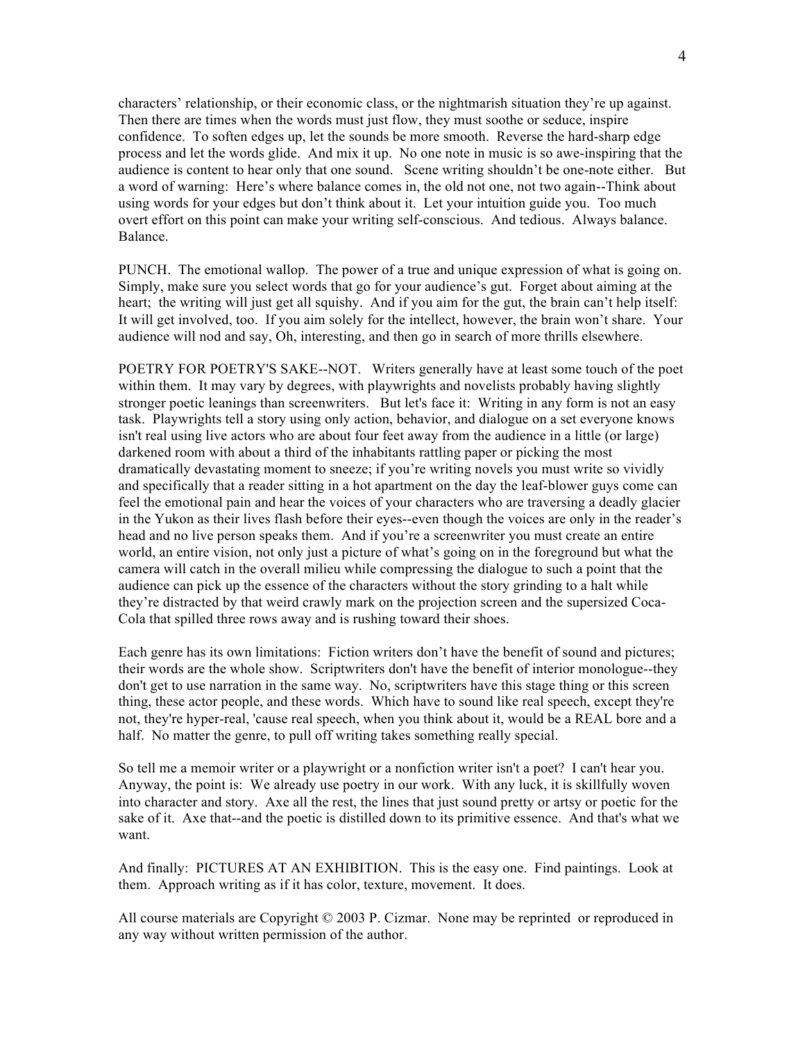characters' relationship, or their economic class, or the nightmarish situation they're up against. Then there are times when the words must just flow, they must soothe or seduce, inspire confidence. To soften edges up, let the sounds be more smooth. Reverse the hard-sharp edge process and let the words glide. And mix it up. No one note in music is so awe-inspiring that the audience is content to hear only that one sound. Scene writing shouldn't be one-note either. But a word of warning: Here's where balance comes in, the old not one, not two again--Think about using words for your edges but don't think about it. Let your intuition guide you. Too much overt effort on this point can make your writing self-conscious. And tedious. Always balance. Balance.

PUNCH. The emotional wallop. The power of a true and unique expression of what is going on. Simply, make sure you select words that go for your audience's gut. Forget about aiming at the heart; the writing will just get all squishy. And if you aim for the gut, the brain can't help itself: It will get involved, too. If you aim solely for the intellect, however, the brain won't share. Your audience will nod and say, Oh, interesting, and then go in search of more thrills elsewhere.

POETRY FOR POETRY'S SAKE--NOT. Writers generally have at least some touch of the poet within them. It may vary by degrees, with playwrights and novelists probably having slightly stronger poetic leanings than screenwriters. But let's face it: Writing in any form is not an easy task. Playwrights tell a story using only action, behavior, and dialogue on a set everyone knows isn't real using live actors who are about four feet away from the audience in a little (or large) darkened room with about a third of the inhabitants rattling paper or picking the most dramatically devastating moment to sneeze; if you're writing novels you must write so vividly and specifically that a reader sitting in a hot apartment on the day the leaf-blower guys come can feel the emotional pain and hear the voices of your characters who are traversing a deadly glacier in the Yukon as their lives flash before their eyes--even though the voices are only in the reader's head and no live person speaks them. And if you're a screenwriter you must create an entire world, an entire vision, not only just a picture of what's going on in the foreground but what the camera will catch in the overall milieu while compressing the dialogue to such a point that the audience can pick up the essence of the characters without the story grinding to a halt while they're distracted by that weird crawly mark on the projection screen and the supersized Coca-Cola that spilled three rows away and is rushing toward their shoes.

Each genre has its own limitations: Fiction writers don't have the benefit of sound and pictures; their words are the whole show. Scriptwriters don't have the benefit of interior monologue--they don't get to use narration in the same way. No, scriptwriters have this stage thing or this screen thing, these actor people, and these words. Which have to sound like real speech, except they're not, they're hyper-real, 'cause real speech, when you think about it, would be a REAL bore and a half. No matter the genre, to pull off writing takes something really special.

So tell me a memoir writer or a playwright or a nonfiction writer isn't a poet? I can't hear you. Anyway, the point is: We already use poetry in our work. With any luck, it is skillfully woven into character and story. Axe all the rest, the lines that just sound pretty or artsy or poetic for the sake of it. Axe that--and the poetic is distilled down to its primitive essence. And that's what we want.

And finally: PICTURES AT AN EXHIBITION. This is the easy one. Find paintings. Look at them. Approach writing as if it has color, texture, movement. It does.

All course materials are Copyright © 2003 P. Cizmar. None may be reprinted or reproduced in any way without written permission of the author.